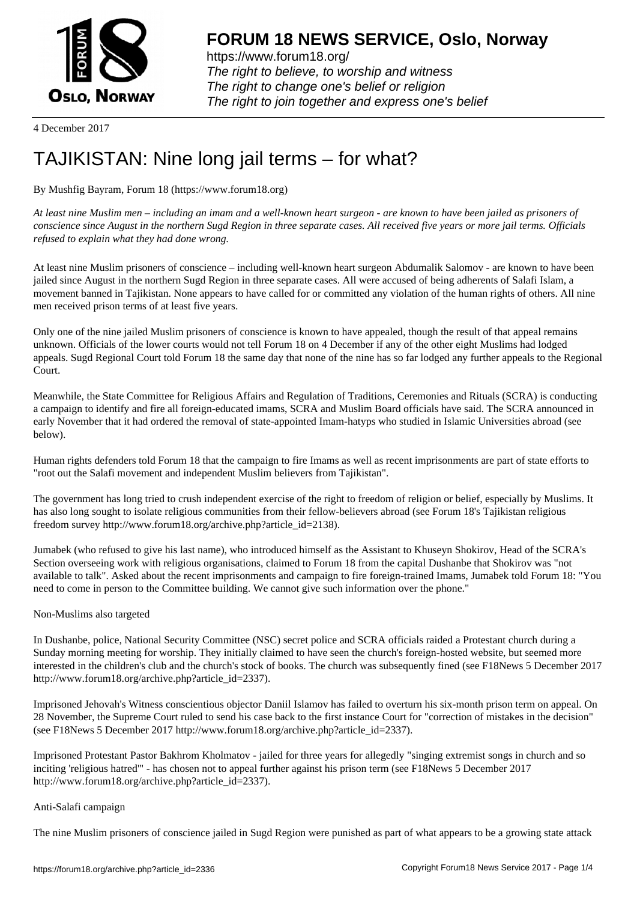**FORUM 18 NEWS SERVICE, Oslo, Norway**

https://www.forum18.org/
*The right to believe, to worship and witness*
*The right to change one's belief or religion*
*The right to join together and express one's belief*

4 December 2017

# TAJIKISTAN: Nine long jail terms – for what?

By Mushfig Bayram, Forum 18 (https://www.forum18.org)

*At least nine Muslim men – including an imam and a well-known heart surgeon - are known to have been jailed as prisoners of conscience since August in the northern Sugd Region in three separate cases. All received five years or more jail terms. Officials refused to explain what they had done wrong.*

At least nine Muslim prisoners of conscience – including well-known heart surgeon Abdumalik Salomov - are known to have been jailed since August in the northern Sugd Region in three separate cases. All were accused of being adherents of Salafi Islam, a movement banned in Tajikistan. None appears to have called for or committed any violation of the human rights of others. All nine men received prison terms of at least five years.

Only one of the nine jailed Muslim prisoners of conscience is known to have appealed, though the result of that appeal remains unknown. Officials of the lower courts would not tell Forum 18 on 4 December if any of the other eight Muslims had lodged appeals. Sugd Regional Court told Forum 18 the same day that none of the nine has so far lodged any further appeals to the Regional Court.

Meanwhile, the State Committee for Religious Affairs and Regulation of Traditions, Ceremonies and Rituals (SCRA) is conducting a campaign to identify and fire all foreign-educated imams, SCRA and Muslim Board officials have said. The SCRA announced in early November that it had ordered the removal of state-appointed Imam-hatyps who studied in Islamic Universities abroad (see below).

Human rights defenders told Forum 18 that the campaign to fire Imams as well as recent imprisonments are part of state efforts to "root out the Salafi movement and independent Muslim believers from Tajikistan".

The government has long tried to crush independent exercise of the right to freedom of religion or belief, especially by Muslims. It has also long sought to isolate religious communities from their fellow-believers abroad (see Forum 18's Tajikistan religious freedom survey http://www.forum18.org/archive.php?article_id=2138).

Jumabek (who refused to give his last name), who introduced himself as the Assistant to Khuseyn Shokirov, Head of the SCRA's Section overseeing work with religious organisations, claimed to Forum 18 from the capital Dushanbe that Shokirov was "not available to talk". Asked about the recent imprisonments and campaign to fire foreign-trained Imams, Jumabek told Forum 18: "You need to come in person to the Committee building. We cannot give such information over the phone."

Non-Muslims also targeted

In Dushanbe, police, National Security Committee (NSC) secret police and SCRA officials raided a Protestant church during a Sunday morning meeting for worship. They initially claimed to have seen the church's foreign-hosted website, but seemed more interested in the children's club and the church's stock of books. The church was subsequently fined (see F18News 5 December 2017 http://www.forum18.org/archive.php?article_id=2337).

Imprisoned Jehovah's Witness conscientious objector Daniil Islamov has failed to overturn his six-month prison term on appeal. On 28 November, the Supreme Court ruled to send his case back to the first instance Court for "correction of mistakes in the decision" (see F18News 5 December 2017 http://www.forum18.org/archive.php?article_id=2337).

Imprisoned Protestant Pastor Bakhrom Kholmatov - jailed for three years for allegedly "singing extremist songs in church and so inciting 'religious hatred'" - has chosen not to appeal further against his prison term (see F18News 5 December 2017 http://www.forum18.org/archive.php?article_id=2337).

Anti-Salafi campaign

The nine Muslim prisoners of conscience jailed in Sugd Region were punished as part of what appears to be a growing state attack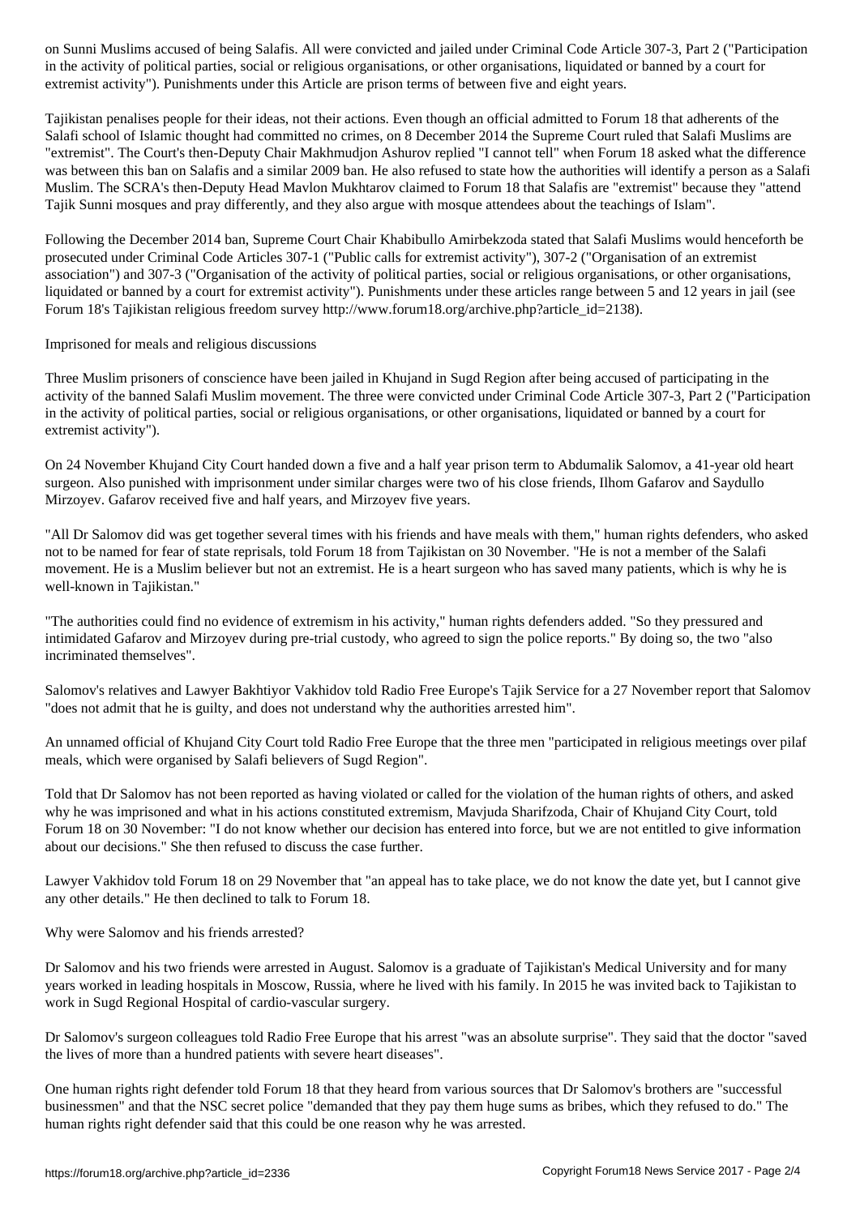on Sunni Muslims accused of being Salafis. All were convicted and jailed under Criminal Code Article 307-3, Part 2 ("Participation in the activity of political parties, social or religious organisations, or other organisations, liquidated or banned by a court for extremist activity"). Punishments under this Article are prison terms of between five and eight years.

Tajikistan penalises people for their ideas, not their actions. Even though an official admitted to Forum 18 that adherents of the Salafi school of Islamic thought had committed no crimes, on 8 December 2014 the Supreme Court ruled that Salafi Muslims are "extremist". The Court's then-Deputy Chair Makhmudjon Ashurov replied "I cannot tell" when Forum 18 asked what the difference was between this ban on Salafis and a similar 2009 ban. He also refused to state how the authorities will identify a person as a Salafi Muslim. The SCRA's then-Deputy Head Mavlon Mukhtarov claimed to Forum 18 that Salafis are "extremist" because they "attend Tajik Sunni mosques and pray differently, and they also argue with mosque attendees about the teachings of Islam".

Following the December 2014 ban, Supreme Court Chair Khabibullo Amirbekzoda stated that Salafi Muslims would henceforth be prosecuted under Criminal Code Articles 307-1 ("Public calls for extremist activity"), 307-2 ("Organisation of an extremist association") and 307-3 ("Organisation of the activity of political parties, social or religious organisations, or other organisations, liquidated or banned by a court for extremist activity"). Punishments under these articles range between 5 and 12 years in jail (see Forum 18's Tajikistan religious freedom survey http://www.forum18.org/archive.php?article_id=2138).

## Imprisoned for meals and religious discussions

Three Muslim prisoners of conscience have been jailed in Khujand in Sugd Region after being accused of participating in the activity of the banned Salafi Muslim movement. The three were convicted under Criminal Code Article 307-3, Part 2 ("Participation in the activity of political parties, social or religious organisations, or other organisations, liquidated or banned by a court for extremist activity").

On 24 November Khujand City Court handed down a five and a half year prison term to Abdumalik Salomov, a 41-year old heart surgeon. Also punished with imprisonment under similar charges were two of his close friends, Ilhom Gafarov and Saydullo Mirzoyev. Gafarov received five and half years, and Mirzoyev five years.

"All Dr Salomov did was get together several times with his friends and have meals with them," human rights defenders, who asked not to be named for fear of state reprisals, told Forum 18 from Tajikistan on 30 November. "He is not a member of the Salafi movement. He is a Muslim believer but not an extremist. He is a heart surgeon who has saved many patients, which is why he is well-known in Tajikistan."

"The authorities could find no evidence of extremism in his activity," human rights defenders added. "So they pressured and intimidated Gafarov and Mirzoyev during pre-trial custody, who agreed to sign the police reports." By doing so, the two "also incriminated themselves".

Salomov's relatives and Lawyer Bakhtiyor Vakhidov told Radio Free Europe's Tajik Service for a 27 November report that Salomov "does not admit that he is guilty, and does not understand why the authorities arrested him".

An unnamed official of Khujand City Court told Radio Free Europe that the three men "participated in religious meetings over pilaf meals, which were organised by Salafi believers of Sugd Region".

Told that Dr Salomov has not been reported as having violated or called for the violation of the human rights of others, and asked why he was imprisoned and what in his actions constituted extremism, Mavjuda Sharifzoda, Chair of Khujand City Court, told Forum 18 on 30 November: "I do not know whether our decision has entered into force, but we are not entitled to give information about our decisions." She then refused to discuss the case further.

Lawyer Vakhidov told Forum 18 on 29 November that "an appeal has to take place, we do not know the date yet, but I cannot give any other details." He then declined to talk to Forum 18.

## Why were Salomov and his friends arrested?

Dr Salomov and his two friends were arrested in August. Salomov is a graduate of Tajikistan's Medical University and for many years worked in leading hospitals in Moscow, Russia, where he lived with his family. In 2015 he was invited back to Tajikistan to work in Sugd Regional Hospital of cardio-vascular surgery.

Dr Salomov's surgeon colleagues told Radio Free Europe that his arrest "was an absolute surprise". They said that the doctor "saved the lives of more than a hundred patients with severe heart diseases".

One human rights right defender told Forum 18 that they heard from various sources that Dr Salomov's brothers are "successful businessmen" and that the NSC secret police "demanded that they pay them huge sums as bribes, which they refused to do." The human rights right defender said that this could be one reason why he was arrested.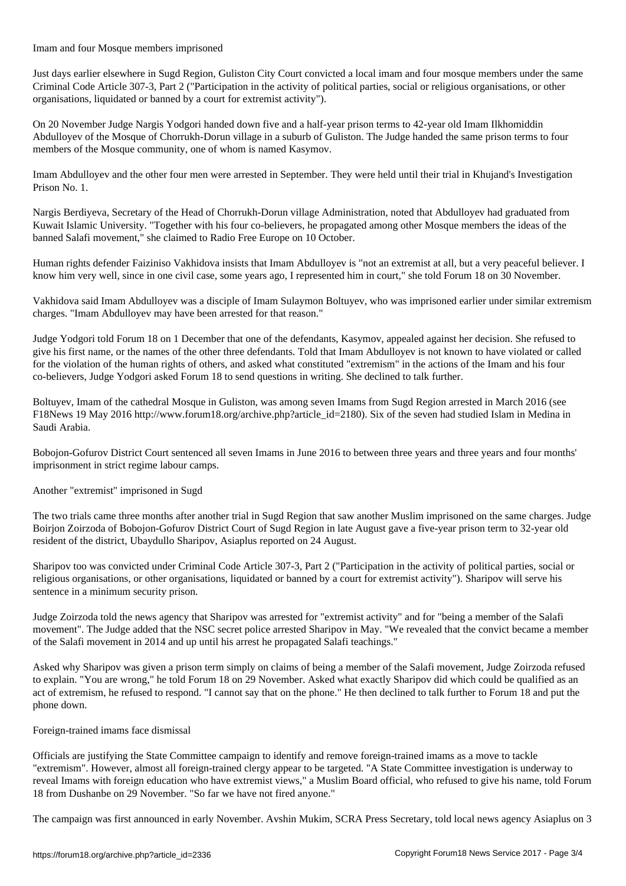## Imam and four Mosque members imprisoned

Just days earlier elsewhere in Sugd Region, Guliston City Court convicted a local imam and four mosque members under the same Criminal Code Article 307-3, Part 2 ("Participation in the activity of political parties, social or religious organisations, or other organisations, liquidated or banned by a court for extremist activity").

On 20 November Judge Nargis Yodgori handed down five and a half-year prison terms to 42-year old Imam Ilkhomiddin Abdulloyev of the Mosque of Chorrukh-Dorun village in a suburb of Guliston. The Judge handed the same prison terms to four members of the Mosque community, one of whom is named Kasymov.

Imam Abdulloyev and the other four men were arrested in September. They were held until their trial in Khujand's Investigation Prison No. 1.

Nargis Berdiyeva, Secretary of the Head of Chorrukh-Dorun village Administration, noted that Abdulloyev had graduated from Kuwait Islamic University. "Together with his four co-believers, he propagated among other Mosque members the ideas of the banned Salafi movement," she claimed to Radio Free Europe on 10 October.

Human rights defender Faiziniso Vakhidova insists that Imam Abdulloyev is "not an extremist at all, but a very peaceful believer. I know him very well, since in one civil case, some years ago, I represented him in court," she told Forum 18 on 30 November.

Vakhidova said Imam Abdulloyev was a disciple of Imam Sulaymon Boltuyev, who was imprisoned earlier under similar extremism charges. "Imam Abdulloyev may have been arrested for that reason."

Judge Yodgori told Forum 18 on 1 December that one of the defendants, Kasymov, appealed against her decision. She refused to give his first name, or the names of the other three defendants. Told that Imam Abdulloyev is not known to have violated or called for the violation of the human rights of others, and asked what constituted "extremism" in the actions of the Imam and his four co-believers, Judge Yodgori asked Forum 18 to send questions in writing. She declined to talk further.

Boltuyev, Imam of the cathedral Mosque in Guliston, was among seven Imams from Sugd Region arrested in March 2016 (see F18News 19 May 2016 http://www.forum18.org/archive.php?article_id=2180). Six of the seven had studied Islam in Medina in Saudi Arabia.

Bobojon-Gofurov District Court sentenced all seven Imams in June 2016 to between three years and three years and four months' imprisonment in strict regime labour camps.

## Another "extremist" imprisoned in Sugd

The two trials came three months after another trial in Sugd Region that saw another Muslim imprisoned on the same charges. Judge Boirjon Zoirzoda of Bobojon-Gofurov District Court of Sugd Region in late August gave a five-year prison term to 32-year old resident of the district, Ubaydullo Sharipov, Asiaplus reported on 24 August.

Sharipov too was convicted under Criminal Code Article 307-3, Part 2 ("Participation in the activity of political parties, social or religious organisations, or other organisations, liquidated or banned by a court for extremist activity"). Sharipov will serve his sentence in a minimum security prison.

Judge Zoirzoda told the news agency that Sharipov was arrested for "extremist activity" and for "being a member of the Salafi movement". The Judge added that the NSC secret police arrested Sharipov in May. "We revealed that the convict became a member of the Salafi movement in 2014 and up until his arrest he propagated Salafi teachings."

Asked why Sharipov was given a prison term simply on claims of being a member of the Salafi movement, Judge Zoirzoda refused to explain. "You are wrong," he told Forum 18 on 29 November. Asked what exactly Sharipov did which could be qualified as an act of extremism, he refused to respond. "I cannot say that on the phone." He then declined to talk further to Forum 18 and put the phone down.

## Foreign-trained imams face dismissal

Officials are justifying the State Committee campaign to identify and remove foreign-trained imams as a move to tackle "extremism". However, almost all foreign-trained clergy appear to be targeted. "A State Committee investigation is underway to reveal Imams with foreign education who have extremist views," a Muslim Board official, who refused to give his name, told Forum 18 from Dushanbe on 29 November. "So far we have not fired anyone."

The campaign was first announced in early November. Avshin Mukim, SCRA Press Secretary, told local news agency Asiaplus on 3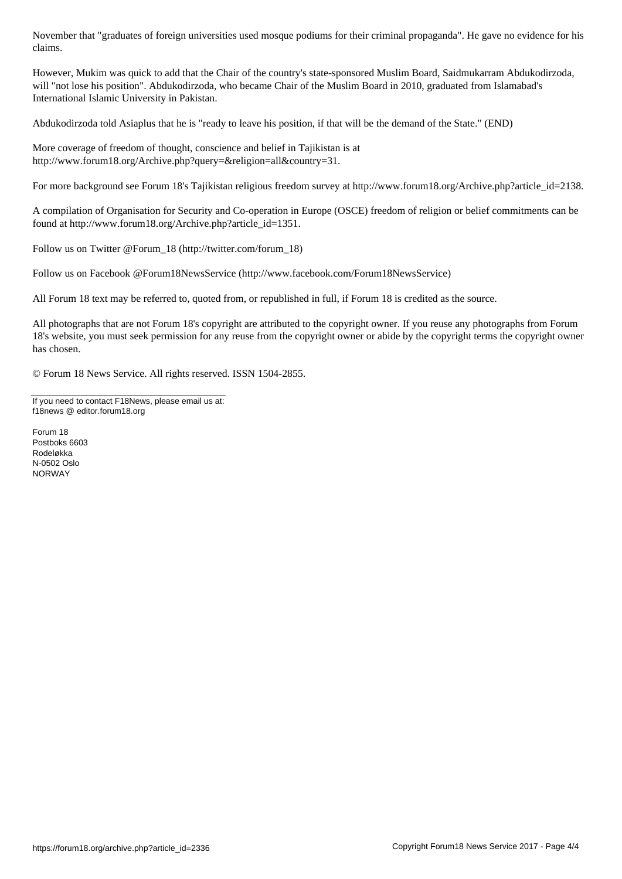November that "graduates of foreign universities used mosque podiums for their criminal propaganda". He gave no evidence for his claims.

However, Mukim was quick to add that the Chair of the country's state-sponsored Muslim Board, Saidmukarram Abdukodirzoda, will "not lose his position". Abdukodirzoda, who became Chair of the Muslim Board in 2010, graduated from Islamabad's International Islamic University in Pakistan.

Abdukodirzoda told Asiaplus that he is "ready to leave his position, if that will be the demand of the State." (END)

More coverage of freedom of thought, conscience and belief in Tajikistan is at http://www.forum18.org/Archive.php?query=&religion=all&country=31.

For more background see Forum 18's Tajikistan religious freedom survey at http://www.forum18.org/Archive.php?article_id=2138.

A compilation of Organisation for Security and Co-operation in Europe (OSCE) freedom of religion or belief commitments can be found at http://www.forum18.org/Archive.php?article_id=1351.

Follow us on Twitter @Forum_18 (http://twitter.com/forum_18)

Follow us on Facebook @Forum18NewsService (http://www.facebook.com/Forum18NewsService)

All Forum 18 text may be referred to, quoted from, or republished in full, if Forum 18 is credited as the source.

All photographs that are not Forum 18's copyright are attributed to the copyright owner. If you reuse any photographs from Forum 18's website, you must seek permission for any reuse from the copyright owner or abide by the copyright terms the copyright owner has chosen.

© Forum 18 News Service. All rights reserved. ISSN 1504-2855.

---

If you need to contact F18News, please email us at:
f18news @ editor.forum18.org

Forum 18
Postboks 6603
Rodeløkka
N-0502 Oslo
NORWAY